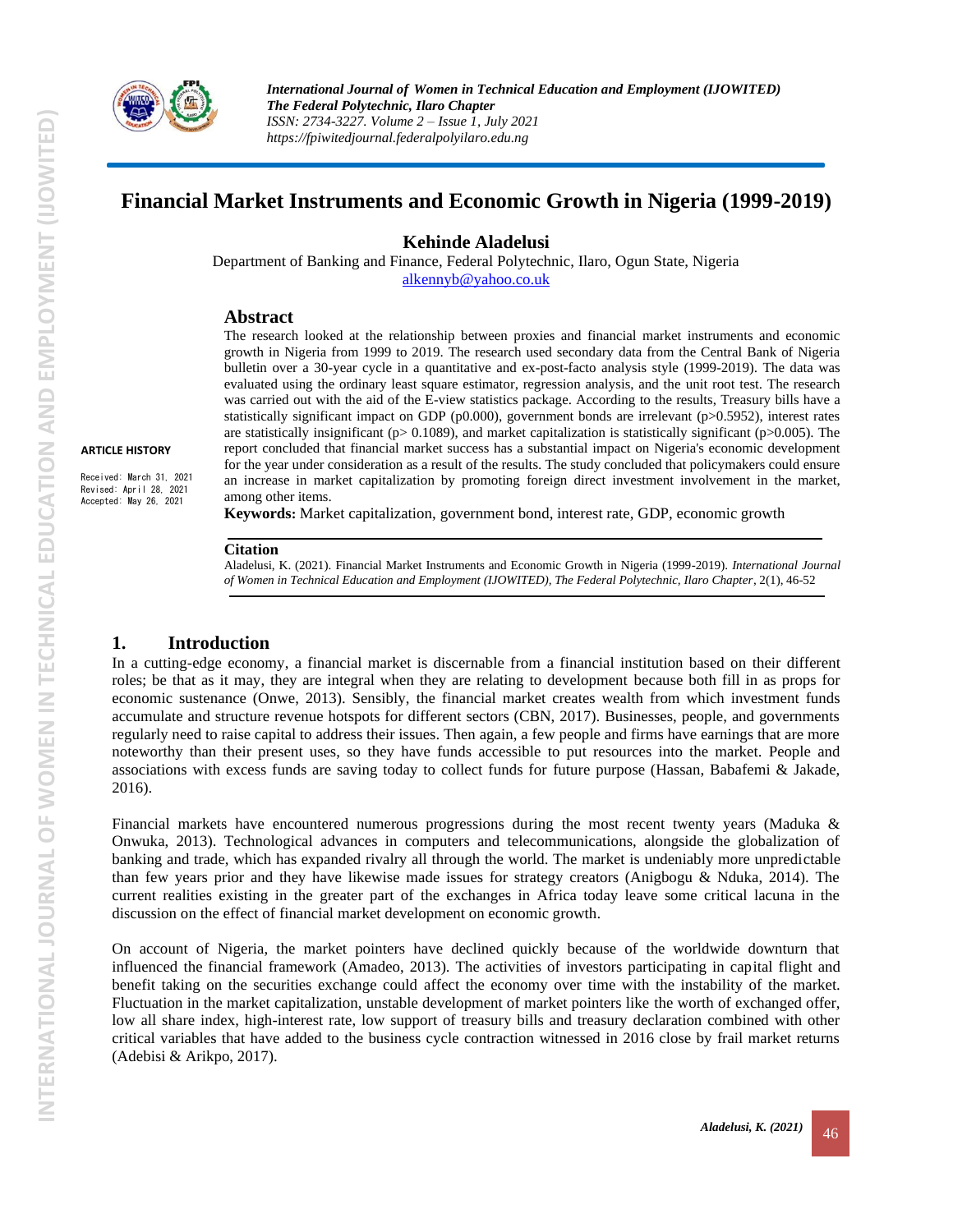# Financial Market Instruments and Economic Growth in Nigeria (1999-2019)

**Kehinde Aladelusi**

Department of Banking and Finance, Federal Polytechnic, Ilaro, Ogun State, Nigeria

alkennyb@yahoo.co.uk

**ARTICLE HISTORY**

Received: March 31, 2021
Revised: April 28, 2021
Accepted: May 26, 2021

## Abstract

The research looked at the relationship between proxies and financial market instruments and economic growth in Nigeria from 1999 to 2019. The research used secondary data from the Central Bank of Nigeria bulletin over a 30-year cycle in a quantitative and ex-post-facto analysis style (1999-2019). The data was evaluated using the ordinary least square estimator, regression analysis, and the unit root test. The research was carried out with the aid of the E-view statistics package. According to the results, Treasury bills have a statistically significant impact on GDP (p0.000), government bonds are irrelevant (p>0.5952), interest rates are statistically insignificant (p> 0.1089), and market capitalization is statistically significant (p>0.005). The report concluded that financial market success has a substantial impact on Nigeria's economic development for the year under consideration as a result of the results. The study concluded that policymakers could ensure an increase in market capitalization by promoting foreign direct investment involvement in the market, among other items.

**Keywords:** Market capitalization, government bond, interest rate, GDP, economic growth

**Citation**

Aladelusi, K. (2021). Financial Market Instruments and Economic Growth in Nigeria (1999-2019). *International Journal of Women in Technical Education and Employment (IJOWITED), The Federal Polytechnic, Ilaro Chapter*, 2(1), 46-52

## 1. Introduction

In a cutting-edge economy, a financial market is discernable from a financial institution based on their different roles; be that as it may, they are integral when they are relating to development because both fill in as props for economic sustenance (Onwe, 2013). Sensibly, the financial market creates wealth from which investment funds accumulate and structure revenue hotspots for different sectors (CBN, 2017). Businesses, people, and governments regularly need to raise capital to address their issues. Then again, a few people and firms have earnings that are more noteworthy than their present uses, so they have funds accessible to put resources into the market. People and associations with excess funds are saving today to collect funds for future purpose (Hassan, Babafemi & Jakade, 2016).

Financial markets have encountered numerous progressions during the most recent twenty years (Maduka & Onwuka, 2013). Technological advances in computers and telecommunications, alongside the globalization of banking and trade, which has expanded rivalry all through the world. The market is undeniably more unpredictable than few years prior and they have likewise made issues for strategy creators (Anigbogu & Nduka, 2014). The current realities existing in the greater part of the exchanges in Africa today leave some critical lacuna in the discussion on the effect of financial market development on economic growth.

On account of Nigeria, the market pointers have declined quickly because of the worldwide downturn that influenced the financial framework (Amadeo, 2013). The activities of investors participating in capital flight and benefit taking on the securities exchange could affect the economy over time with the instability of the market. Fluctuation in the market capitalization, unstable development of market pointers like the worth of exchanged offer, low all share index, high-interest rate, low support of treasury bills and treasury declaration combined with other critical variables that have added to the business cycle contraction witnessed in 2016 close by frail market returns (Adebisi & Arikpo, 2017).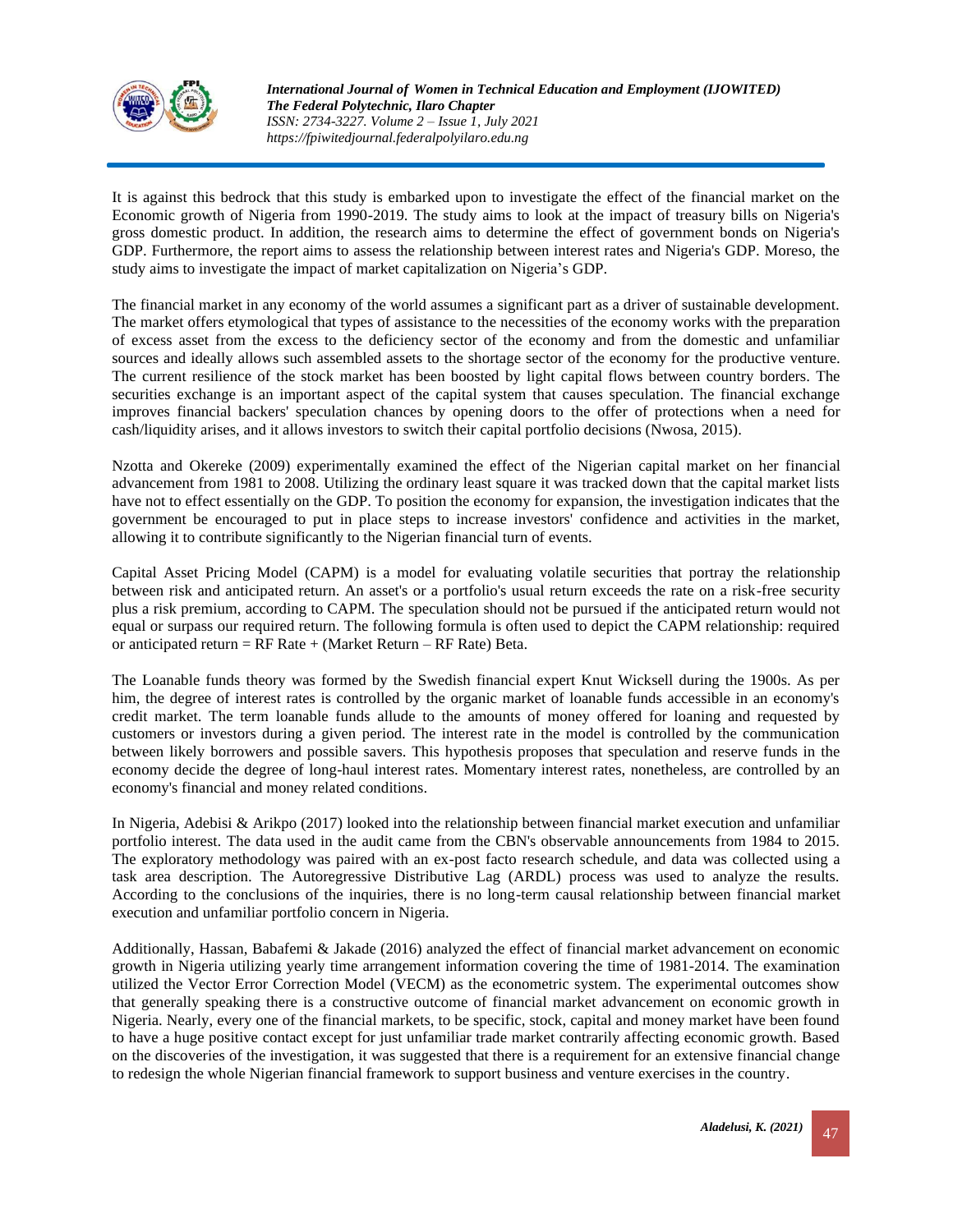It is against this bedrock that this study is embarked upon to investigate the effect of the financial market on the Economic growth of Nigeria from 1990-2019. The study aims to look at the impact of treasury bills on Nigeria's gross domestic product. In addition, the research aims to determine the effect of government bonds on Nigeria's GDP. Furthermore, the report aims to assess the relationship between interest rates and Nigeria's GDP. Moreso, the study aims to investigate the impact of market capitalization on Nigeria's GDP.

The financial market in any economy of the world assumes a significant part as a driver of sustainable development. The market offers etymological that types of assistance to the necessities of the economy works with the preparation of excess asset from the excess to the deficiency sector of the economy and from the domestic and unfamiliar sources and ideally allows such assembled assets to the shortage sector of the economy for the productive venture. The current resilience of the stock market has been boosted by light capital flows between country borders. The securities exchange is an important aspect of the capital system that causes speculation. The financial exchange improves financial backers' speculation chances by opening doors to the offer of protections when a need for cash/liquidity arises, and it allows investors to switch their capital portfolio decisions (Nwosa, 2015).

Nzotta and Okereke (2009) experimentally examined the effect of the Nigerian capital market on her financial advancement from 1981 to 2008. Utilizing the ordinary least square it was tracked down that the capital market lists have not to effect essentially on the GDP. To position the economy for expansion, the investigation indicates that the government be encouraged to put in place steps to increase investors' confidence and activities in the market, allowing it to contribute significantly to the Nigerian financial turn of events.

Capital Asset Pricing Model (CAPM) is a model for evaluating volatile securities that portray the relationship between risk and anticipated return. An asset's or a portfolio's usual return exceeds the rate on a risk-free security plus a risk premium, according to CAPM. The speculation should not be pursued if the anticipated return would not equal or surpass our required return. The following formula is often used to depict the CAPM relationship: required or anticipated return = RF Rate + (Market Return – RF Rate) Beta.

The Loanable funds theory was formed by the Swedish financial expert Knut Wicksell during the 1900s. As per him, the degree of interest rates is controlled by the organic market of loanable funds accessible in an economy's credit market. The term loanable funds allude to the amounts of money offered for loaning and requested by customers or investors during a given period. The interest rate in the model is controlled by the communication between likely borrowers and possible savers. This hypothesis proposes that speculation and reserve funds in the economy decide the degree of long-haul interest rates. Momentary interest rates, nonetheless, are controlled by an economy's financial and money related conditions.

In Nigeria, Adebisi & Arikpo (2017) looked into the relationship between financial market execution and unfamiliar portfolio interest. The data used in the audit came from the CBN's observable announcements from 1984 to 2015. The exploratory methodology was paired with an ex-post facto research schedule, and data was collected using a task area description. The Autoregressive Distributive Lag (ARDL) process was used to analyze the results. According to the conclusions of the inquiries, there is no long-term causal relationship between financial market execution and unfamiliar portfolio concern in Nigeria.

Additionally, Hassan, Babafemi & Jakade (2016) analyzed the effect of financial market advancement on economic growth in Nigeria utilizing yearly time arrangement information covering the time of 1981-2014. The examination utilized the Vector Error Correction Model (VECM) as the econometric system. The experimental outcomes show that generally speaking there is a constructive outcome of financial market advancement on economic growth in Nigeria. Nearly, every one of the financial markets, to be specific, stock, capital and money market have been found to have a huge positive contact except for just unfamiliar trade market contrarily affecting economic growth. Based on the discoveries of the investigation, it was suggested that there is a requirement for an extensive financial change to redesign the whole Nigerian financial framework to support business and venture exercises in the country.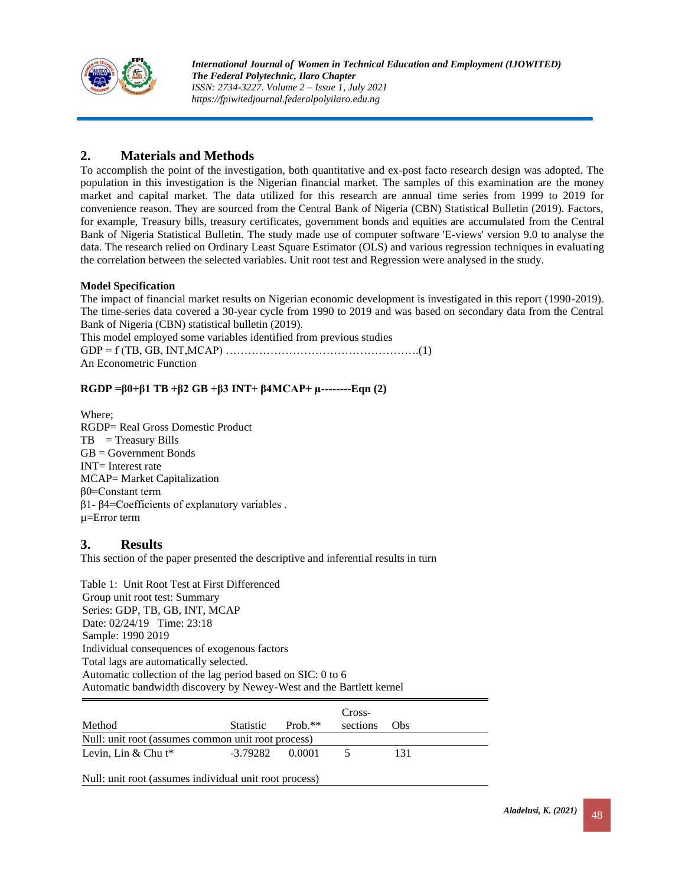## 2. Materials and Methods

To accomplish the point of the investigation, both quantitative and ex-post facto research design was adopted. The population in this investigation is the Nigerian financial market. The samples of this examination are the money market and capital market. The data utilized for this research are annual time series from 1999 to 2019 for convenience reason. They are sourced from the Central Bank of Nigeria (CBN) Statistical Bulletin (2019). Factors, for example, Treasury bills, treasury certificates, government bonds and equities are accumulated from the Central Bank of Nigeria Statistical Bulletin. The study made use of computer software 'E-views' version 9.0 to analyse the data. The research relied on Ordinary Least Square Estimator (OLS) and various regression techniques in evaluating the correlation between the selected variables. Unit root test and Regression were analysed in the study.

**Model Specification**

The impact of financial market results on Nigerian economic development is investigated in this report (1990-2019). The time-series data covered a 30-year cycle from 1990 to 2019 and was based on secondary data from the Central Bank of Nigeria (CBN) statistical bulletin (2019).

This model employed some variables identified from previous studies

GDP = f (TB, GB, INT,MCAP) …………………………………………….(1)

An Econometric Function

**RGDP =β0+β1 TB +β2 GB +β3 INT+ β4MCAP+ µ--------Eqn (2)**

Where;

RGDP= Real Gross Domestic Product

TB = Treasury Bills

GB = Government Bonds

INT= Interest rate

MCAP= Market Capitalization

β0=Constant term

β1- β4=Coefficients of explanatory variables .

µ=Error term

## 3. Results

This section of the paper presented the descriptive and inferential results in turn

Table 1: Unit Root Test at First Differenced

Group unit root test: Summary

Series: GDP, TB, GB, INT, MCAP

Date: 02/24/19 Time: 23:18

Sample: 1990 2019

Individual consequences of exogenous factors

Total lags are automatically selected.

Automatic collection of the lag period based on SIC: 0 to 6

Automatic bandwidth discovery by Newey-West and the Bartlett kernel

| Method | Statistic | Prob.** | Cross-sections | Obs |
|---|---|---|---|---|
| Null: unit root (assumes common unit root process) | | | | |
| Levin, Lin & Chu t* | -3.79282 | 0.0001 | 5 | 131 |
| Null: unit root (assumes individual unit root process) | | | | |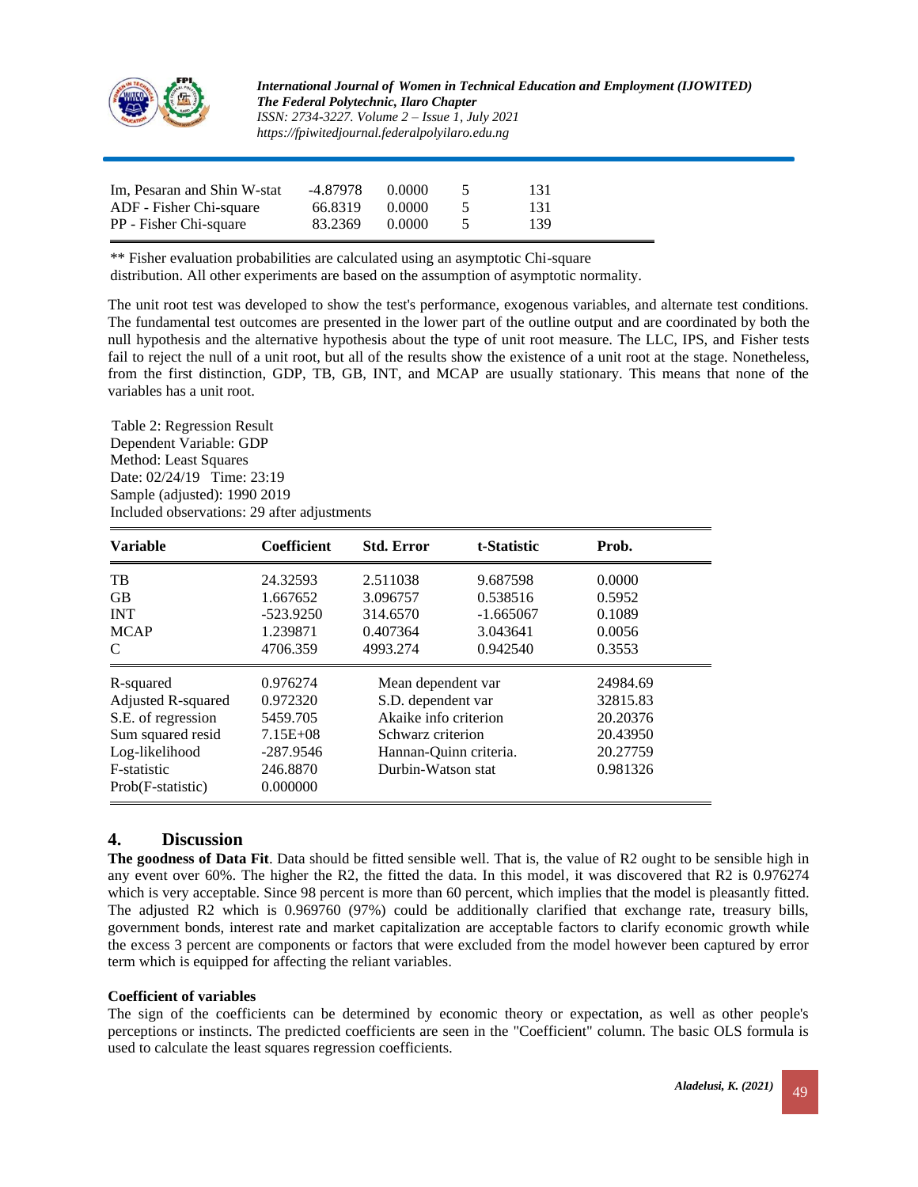| | | | | |
|---|---|---|---|---|
| Im, Pesaran and Shin W-stat | -4.87978 | 0.0000 | 5 | 131 |
| ADF - Fisher Chi-square | 66.8319 | 0.0000 | 5 | 131 |
| PP - Fisher Chi-square | 83.2369 | 0.0000 | 5 | 139 |

** Fisher evaluation probabilities are calculated using an asymptotic Chi-square distribution. All other experiments are based on the assumption of asymptotic normality.

The unit root test was developed to show the test's performance, exogenous variables, and alternate test conditions. The fundamental test outcomes are presented in the lower part of the outline output and are coordinated by both the null hypothesis and the alternative hypothesis about the type of unit root measure. The LLC, IPS, and Fisher tests fail to reject the null of a unit root, but all of the results show the existence of a unit root at the stage. Nonetheless, from the first distinction, GDP, TB, GB, INT, and MCAP are usually stationary. This means that none of the variables has a unit root.

Table 2: Regression Result
Dependent Variable: GDP
Method: Least Squares
Date: 02/24/19 Time: 23:19
Sample (adjusted): 1990 2019
Included observations: 29 after adjustments

| Variable | Coefficient | Std. Error | t-Statistic | Prob. |
|---|---|---|---|---|
| TB | 24.32593 | 2.511038 | 9.687598 | 0.0000 |
| GB | 1.667652 | 3.096757 | 0.538516 | 0.5952 |
| INT | -523.9250 | 314.6570 | -1.665067 | 0.1089 |
| MCAP | 1.239871 | 0.407364 | 3.043641 | 0.0056 |
| C | 4706.359 | 4993.274 | 0.942540 | 0.3553 |
| R-squared | 0.976274 | Mean dependent var | | 24984.69 |
| Adjusted R-squared | 0.972320 | S.D. dependent var | | 32815.83 |
| S.E. of regression | 5459.705 | Akaike info criterion | | 20.20376 |
| Sum squared resid | 7.15E+08 | Schwarz criterion | | 20.43950 |
| Log-likelihood | -287.9546 | Hannan-Quinn criteria. | | 20.27759 |
| F-statistic | 246.8870 | Durbin-Watson stat | | 0.981326 |
| Prob(F-statistic) | 0.000000 | | | |

## 4. Discussion

**The goodness of Data Fit**. Data should be fitted sensible well. That is, the value of R2 ought to be sensible high in any event over 60%. The higher the R2, the fitted the data. In this model, it was discovered that R2 is 0.976274 which is very acceptable. Since 98 percent is more than 60 percent, which implies that the model is pleasantly fitted. The adjusted R2 which is 0.969760 (97%) could be additionally clarified that exchange rate, treasury bills, government bonds, interest rate and market capitalization are acceptable factors to clarify economic growth while the excess 3 percent are components or factors that were excluded from the model however been captured by error term which is equipped for affecting the reliant variables.

**Coefficient of variables**

The sign of the coefficients can be determined by economic theory or expectation, as well as other people's perceptions or instincts. The predicted coefficients are seen in the "Coefficient" column. The basic OLS formula is used to calculate the least squares regression coefficients.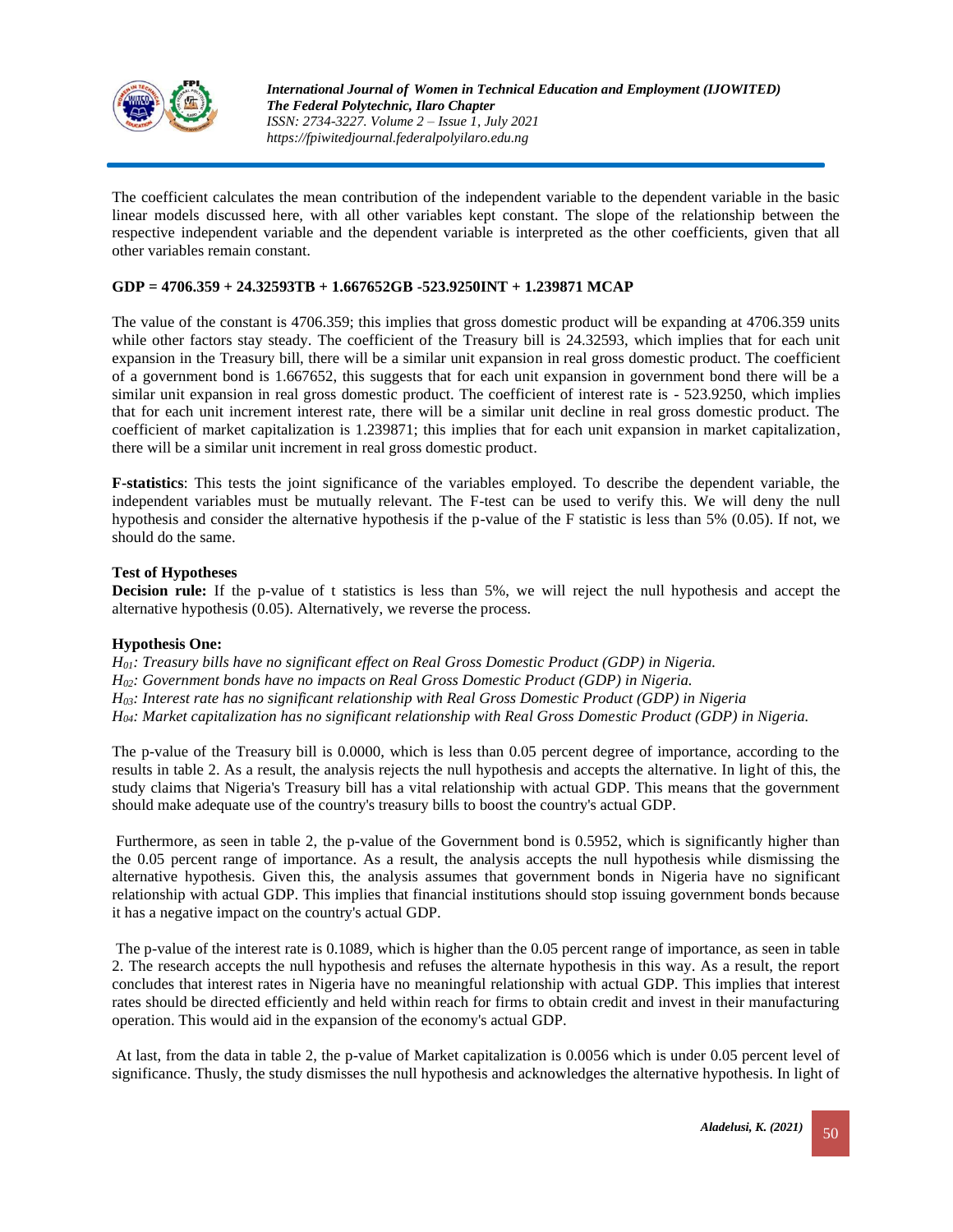The coefficient calculates the mean contribution of the independent variable to the dependent variable in the basic linear models discussed here, with all other variables kept constant. The slope of the relationship between the respective independent variable and the dependent variable is interpreted as the other coefficients, given that all other variables remain constant.

**GDP = 4706.359 + 24.32593TB + 1.667652GB -523.9250INT + 1.239871 MCAP**

The value of the constant is 4706.359; this implies that gross domestic product will be expanding at 4706.359 units while other factors stay steady. The coefficient of the Treasury bill is 24.32593, which implies that for each unit expansion in the Treasury bill, there will be a similar unit expansion in real gross domestic product. The coefficient of a government bond is 1.667652, this suggests that for each unit expansion in government bond there will be a similar unit expansion in real gross domestic product. The coefficient of interest rate is - 523.9250, which implies that for each unit increment interest rate, there will be a similar unit decline in real gross domestic product. The coefficient of market capitalization is 1.239871; this implies that for each unit expansion in market capitalization, there will be a similar unit increment in real gross domestic product.

**F-statistics**: This tests the joint significance of the variables employed. To describe the dependent variable, the independent variables must be mutually relevant. The F-test can be used to verify this. We will deny the null hypothesis and consider the alternative hypothesis if the p-value of the F statistic is less than 5% (0.05). If not, we should do the same.

**Test of Hypotheses**

**Decision rule:** If the p-value of t statistics is less than 5%, we will reject the null hypothesis and accept the alternative hypothesis (0.05). Alternatively, we reverse the process.

**Hypothesis One:**

*$H_{01}$: Treasury bills have no significant effect on Real Gross Domestic Product (GDP) in Nigeria.*
*$H_{02}$: Government bonds have no impacts on Real Gross Domestic Product (GDP) in Nigeria.*
*$H_{03}$: Interest rate has no significant relationship with Real Gross Domestic Product (GDP) in Nigeria*
*$H_{04}$: Market capitalization has no significant relationship with Real Gross Domestic Product (GDP) in Nigeria.*

The p-value of the Treasury bill is 0.0000, which is less than 0.05 percent degree of importance, according to the results in table 2. As a result, the analysis rejects the null hypothesis and accepts the alternative. In light of this, the study claims that Nigeria's Treasury bill has a vital relationship with actual GDP. This means that the government should make adequate use of the country's treasury bills to boost the country's actual GDP.

Furthermore, as seen in table 2, the p-value of the Government bond is 0.5952, which is significantly higher than the 0.05 percent range of importance. As a result, the analysis accepts the null hypothesis while dismissing the alternative hypothesis. Given this, the analysis assumes that government bonds in Nigeria have no significant relationship with actual GDP. This implies that financial institutions should stop issuing government bonds because it has a negative impact on the country's actual GDP.

The p-value of the interest rate is 0.1089, which is higher than the 0.05 percent range of importance, as seen in table 2. The research accepts the null hypothesis and refuses the alternate hypothesis in this way. As a result, the report concludes that interest rates in Nigeria have no meaningful relationship with actual GDP. This implies that interest rates should be directed efficiently and held within reach for firms to obtain credit and invest in their manufacturing operation. This would aid in the expansion of the economy's actual GDP.

At last, from the data in table 2, the p-value of Market capitalization is 0.0056 which is under 0.05 percent level of significance. Thusly, the study dismisses the null hypothesis and acknowledges the alternative hypothesis. In light of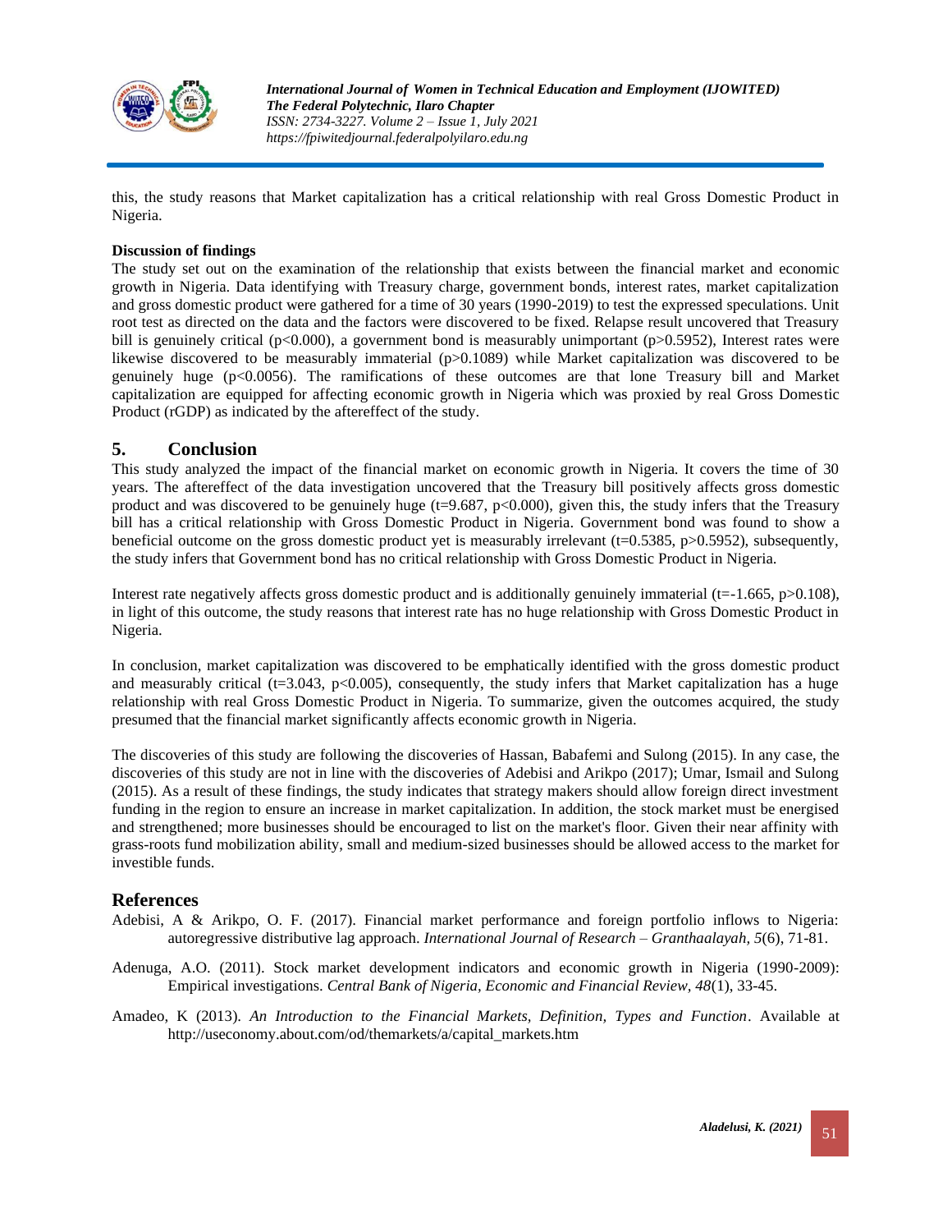this, the study reasons that Market capitalization has a critical relationship with real Gross Domestic Product in Nigeria.

**Discussion of findings**

The study set out on the examination of the relationship that exists between the financial market and economic growth in Nigeria. Data identifying with Treasury charge, government bonds, interest rates, market capitalization and gross domestic product were gathered for a time of 30 years (1990-2019) to test the expressed speculations. Unit root test as directed on the data and the factors were discovered to be fixed. Relapse result uncovered that Treasury bill is genuinely critical ($p<0.000$), a government bond is measurably unimportant ($p>0.5952$), Interest rates were likewise discovered to be measurably immaterial ($p>0.1089$) while Market capitalization was discovered to be genuinely huge ($p<0.0056$). The ramifications of these outcomes are that lone Treasury bill and Market capitalization are equipped for affecting economic growth in Nigeria which was proxied by real Gross Domestic Product (rGDP) as indicated by the aftereffect of the study.

## 5. Conclusion

This study analyzed the impact of the financial market on economic growth in Nigeria. It covers the time of 30 years. The aftereffect of the data investigation uncovered that the Treasury bill positively affects gross domestic product and was discovered to be genuinely huge ($t=9.687$, $p<0.000$), given this, the study infers that the Treasury bill has a critical relationship with Gross Domestic Product in Nigeria. Government bond was found to show a beneficial outcome on the gross domestic product yet is measurably irrelevant ($t=0.5385$, $p>0.5952$), subsequently, the study infers that Government bond has no critical relationship with Gross Domestic Product in Nigeria.

Interest rate negatively affects gross domestic product and is additionally genuinely immaterial ($t=-1.665$, $p>0.108$), in light of this outcome, the study reasons that interest rate has no huge relationship with Gross Domestic Product in Nigeria.

In conclusion, market capitalization was discovered to be emphatically identified with the gross domestic product and measurably critical ($t=3.043$, $p<0.005$), consequently, the study infers that Market capitalization has a huge relationship with real Gross Domestic Product in Nigeria. To summarize, given the outcomes acquired, the study presumed that the financial market significantly affects economic growth in Nigeria.

The discoveries of this study are following the discoveries of Hassan, Babafemi and Sulong (2015). In any case, the discoveries of this study are not in line with the discoveries of Adebisi and Arikpo (2017); Umar, Ismail and Sulong (2015). As a result of these findings, the study indicates that strategy makers should allow foreign direct investment funding in the region to ensure an increase in market capitalization. In addition, the stock market must be energised and strengthened; more businesses should be encouraged to list on the market's floor. Given their near affinity with grass-roots fund mobilization ability, small and medium-sized businesses should be allowed access to the market for investible funds.

## References

Adebisi, A & Arikpo, O. F. (2017). Financial market performance and foreign portfolio inflows to Nigeria: autoregressive distributive lag approach. *International Journal of Research – Granthaalayah, 5*(6), 71-81.

Adenuga, A.O. (2011). Stock market development indicators and economic growth in Nigeria (1990-2009): Empirical investigations. *Central Bank of Nigeria, Economic and Financial Review, 48*(1), 33-45.

Amadeo, K (2013). *An Introduction to the Financial Markets, Definition, Types and Function*. Available at http://useconomy.about.com/od/themarkets/a/capital_markets.htm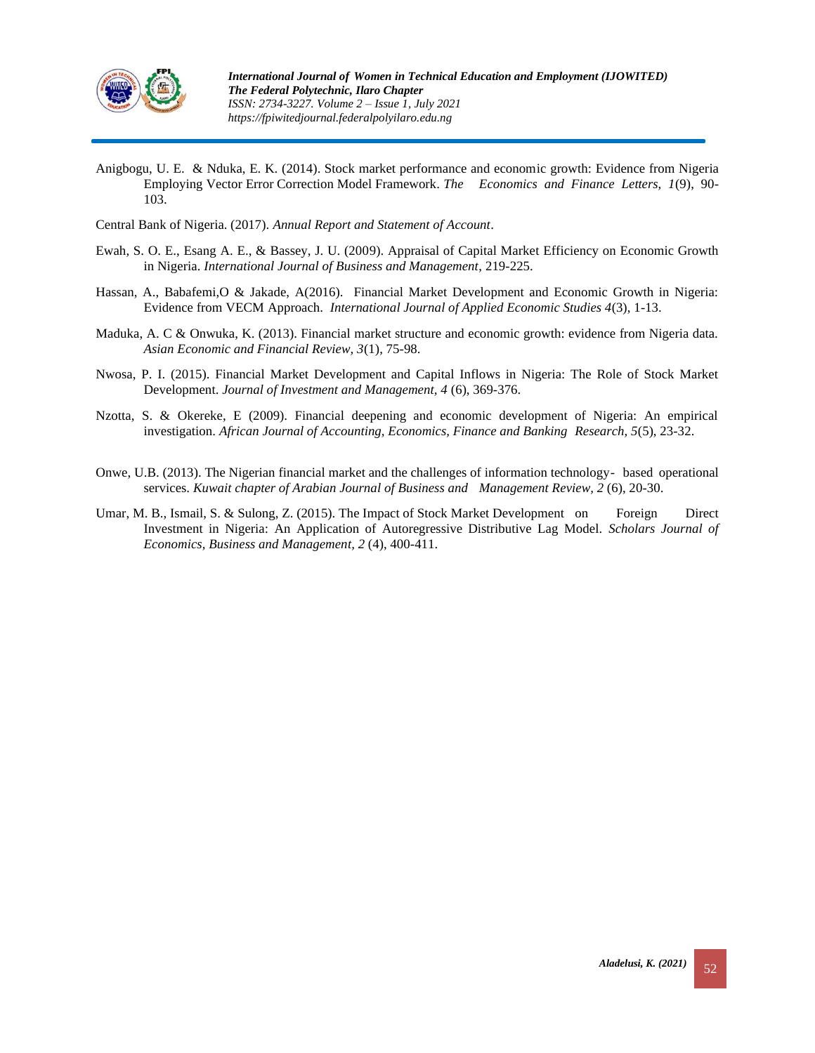Anigbogu, U. E. & Nduka, E. K. (2014). Stock market performance and economic growth: Evidence from Nigeria Employing Vector Error Correction Model Framework. *The Economics and Finance Letters, 1*(9), 90-103.

Central Bank of Nigeria. (2017). *Annual Report and Statement of Account*.

Ewah, S. O. E., Esang A. E., & Bassey, J. U. (2009). Appraisal of Capital Market Efficiency on Economic Growth in Nigeria. *International Journal of Business and Management*, 219-225.

Hassan, A., Babafemi,O & Jakade, A(2016). Financial Market Development and Economic Growth in Nigeria: Evidence from VECM Approach. *International Journal of Applied Economic Studies 4*(3), 1-13.

Maduka, A. C & Onwuka, K. (2013). Financial market structure and economic growth: evidence from Nigeria data. *Asian Economic and Financial Review, 3*(1), 75-98.

Nwosa, P. I. (2015). Financial Market Development and Capital Inflows in Nigeria: The Role of Stock Market Development. *Journal of Investment and Management, 4* (6), 369-376.

Nzotta, S. & Okereke, E (2009). Financial deepening and economic development of Nigeria: An empirical investigation. *African Journal of Accounting, Economics, Finance and Banking Research, 5*(5), 23-32.

Onwe, U.B. (2013). The Nigerian financial market and the challenges of information technology- based operational services. *Kuwait chapter of Arabian Journal of Business and Management Review, 2* (6), 20-30.

Umar, M. B., Ismail, S. & Sulong, Z. (2015). The Impact of Stock Market Development on Foreign Direct Investment in Nigeria: An Application of Autoregressive Distributive Lag Model. *Scholars Journal of Economics, Business and Management, 2* (4), 400-411.